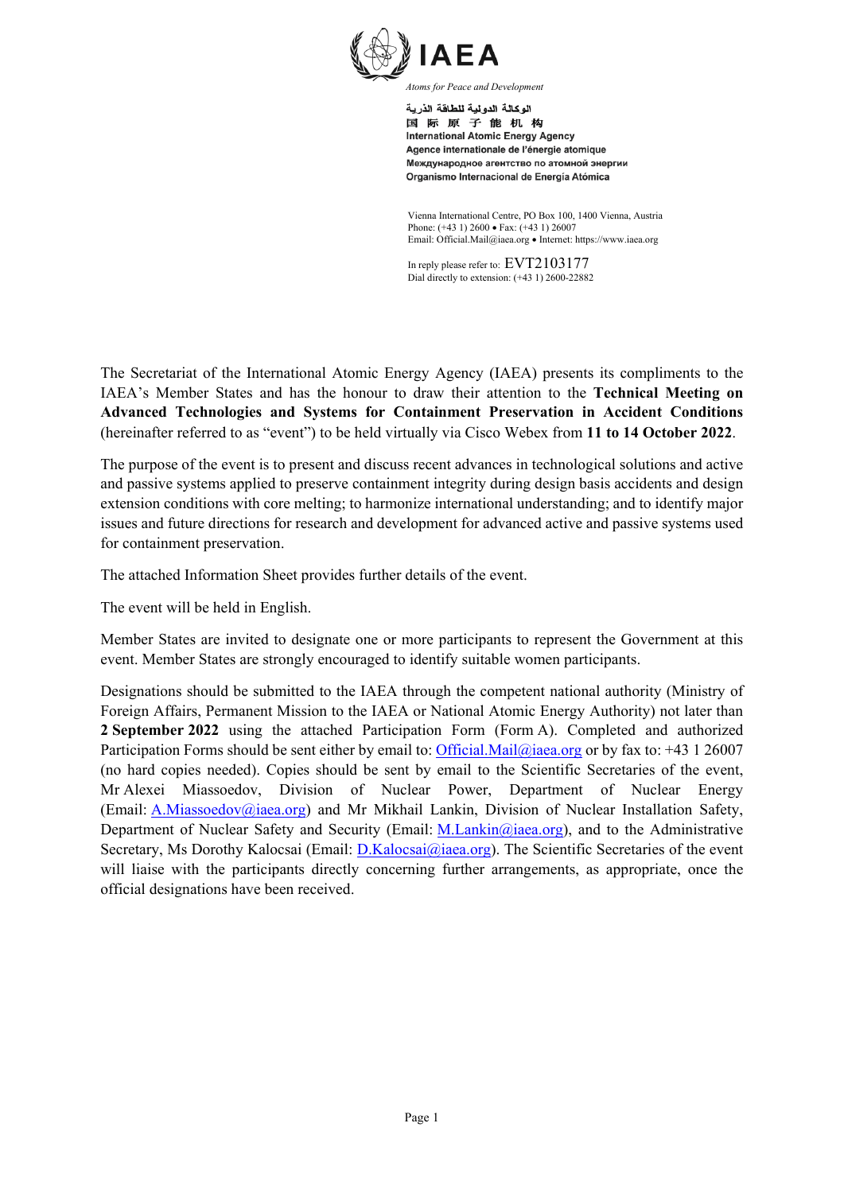IAEA

*Atoms for Peace and Development*

الوكالة الدولية للطاقة الذرية
国 际 原 子 能 机 构
International Atomic Energy Agency
Agence internationale de l'énergie atomique
Международное агентство по атомной энергии
Organismo Internacional de Energía Atómica

Vienna International Centre, PO Box 100, 1400 Vienna, Austria
Phone: (+43 1) 2600 • Fax: (+43 1) 26007
Email: Official.Mail@iaea.org • Internet: https://www.iaea.org

In reply please refer to: EVT2103177
Dial directly to extension: (+43 1) 2600-22882

The Secretariat of the International Atomic Energy Agency (IAEA) presents its compliments to the IAEA's Member States and has the honour to draw their attention to the **Technical Meeting on Advanced Technologies and Systems for Containment Preservation in Accident Conditions** (hereinafter referred to as "event") to be held virtually via Cisco Webex from **11 to 14 October 2022**.

The purpose of the event is to present and discuss recent advances in technological solutions and active and passive systems applied to preserve containment integrity during design basis accidents and design extension conditions with core melting; to harmonize international understanding; and to identify major issues and future directions for research and development for advanced active and passive systems used for containment preservation.

The attached Information Sheet provides further details of the event.

The event will be held in English.

Member States are invited to designate one or more participants to represent the Government at this event. Member States are strongly encouraged to identify suitable women participants.

Designations should be submitted to the IAEA through the competent national authority (Ministry of Foreign Affairs, Permanent Mission to the IAEA or National Atomic Energy Authority) not later than **2 September 2022** using the attached Participation Form (Form A). Completed and authorized Participation Forms should be sent either by email to: Official.Mail@iaea.org or by fax to: +43 1 26007 (no hard copies needed). Copies should be sent by email to the Scientific Secretaries of the event, Mr Alexei Miassoedov, Division of Nuclear Power, Department of Nuclear Energy (Email: A.Miassoedov@iaea.org) and Mr Mikhail Lankin, Division of Nuclear Installation Safety, Department of Nuclear Safety and Security (Email: M.Lankin@iaea.org), and to the Administrative Secretary, Ms Dorothy Kalocsai (Email: D.Kalocsai@iaea.org). The Scientific Secretaries of the event will liaise with the participants directly concerning further arrangements, as appropriate, once the official designations have been received.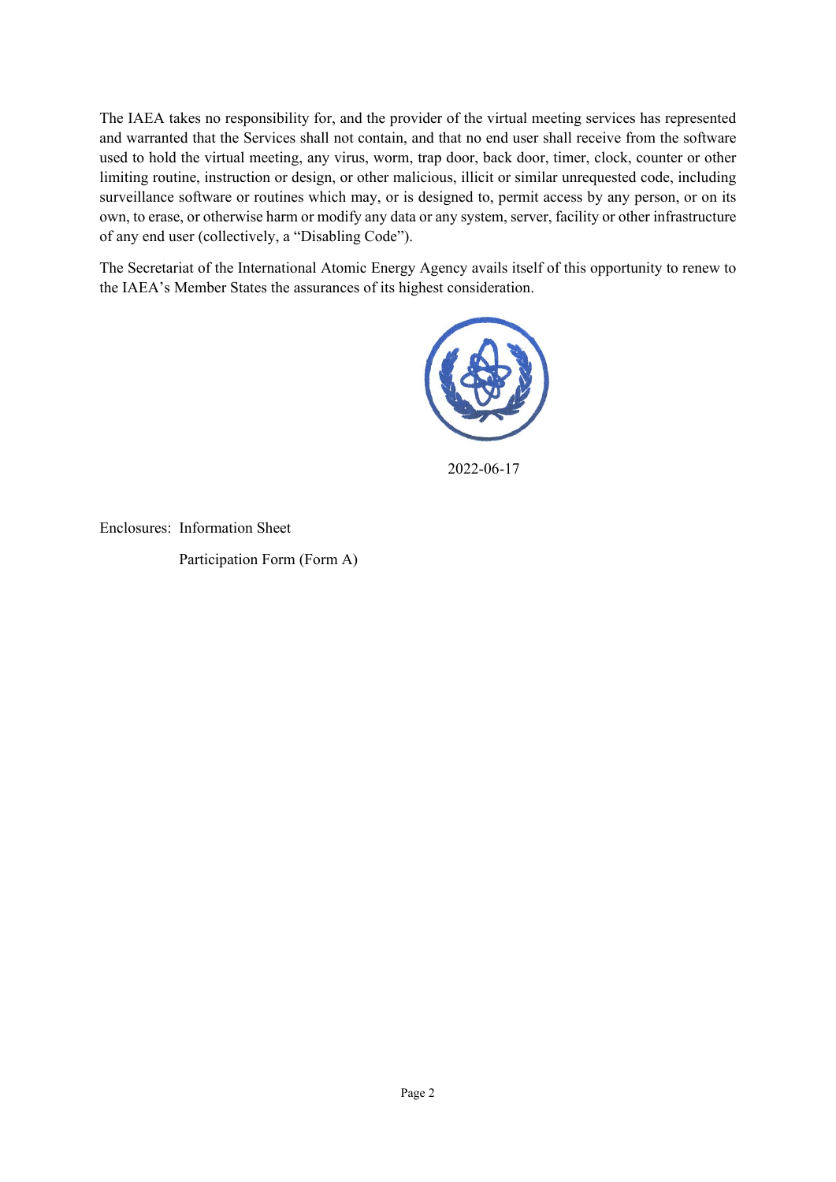The IAEA takes no responsibility for, and the provider of the virtual meeting services has represented and warranted that the Services shall not contain, and that no end user shall receive from the software used to hold the virtual meeting, any virus, worm, trap door, back door, timer, clock, counter or other limiting routine, instruction or design, or other malicious, illicit or similar unrequested code, including surveillance software or routines which may, or is designed to, permit access by any person, or on its own, to erase, or otherwise harm or modify any data or any system, server, facility or other infrastructure of any end user (collectively, a "Disabling Code").

The Secretariat of the International Atomic Energy Agency avails itself of this opportunity to renew to the IAEA's Member States the assurances of its highest consideration.

2022-06-17

Enclosures: Information Sheet

Participation Form (Form A)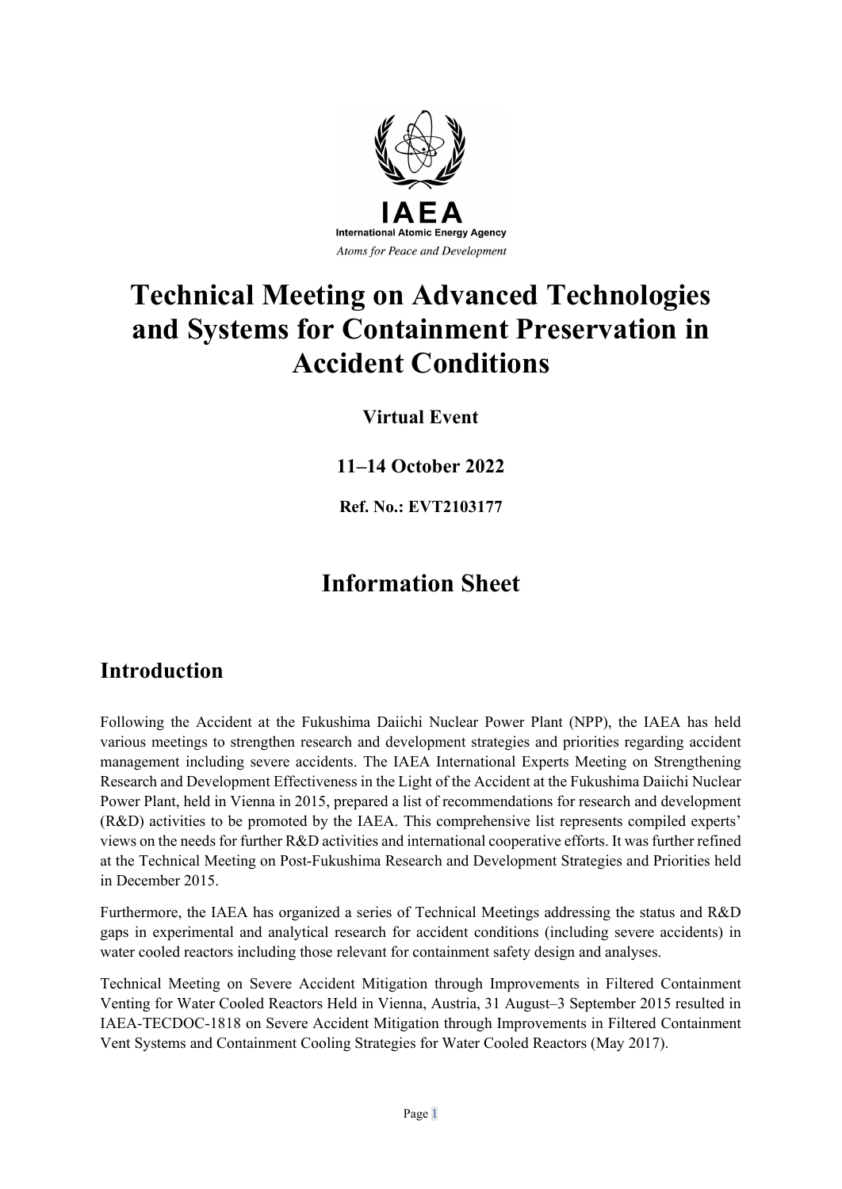IAEA

International Atomic Energy Agency

*Atoms for Peace and Development*

# Technical Meeting on Advanced Technologies and Systems for Containment Preservation in Accident Conditions

**Virtual Event**

**11–14 October 2022**

**Ref. No.: EVT2103177**

## Information Sheet

## Introduction

Following the Accident at the Fukushima Daiichi Nuclear Power Plant (NPP), the IAEA has held various meetings to strengthen research and development strategies and priorities regarding accident management including severe accidents. The IAEA International Experts Meeting on Strengthening Research and Development Effectiveness in the Light of the Accident at the Fukushima Daiichi Nuclear Power Plant, held in Vienna in 2015, prepared a list of recommendations for research and development (R&D) activities to be promoted by the IAEA. This comprehensive list represents compiled experts' views on the needs for further R&D activities and international cooperative efforts. It was further refined at the Technical Meeting on Post-Fukushima Research and Development Strategies and Priorities held in December 2015.

Furthermore, the IAEA has organized a series of Technical Meetings addressing the status and R&D gaps in experimental and analytical research for accident conditions (including severe accidents) in water cooled reactors including those relevant for containment safety design and analyses.

Technical Meeting on Severe Accident Mitigation through Improvements in Filtered Containment Venting for Water Cooled Reactors Held in Vienna, Austria, 31 August–3 September 2015 resulted in IAEA-TECDOC-1818 on Severe Accident Mitigation through Improvements in Filtered Containment Vent Systems and Containment Cooling Strategies for Water Cooled Reactors (May 2017).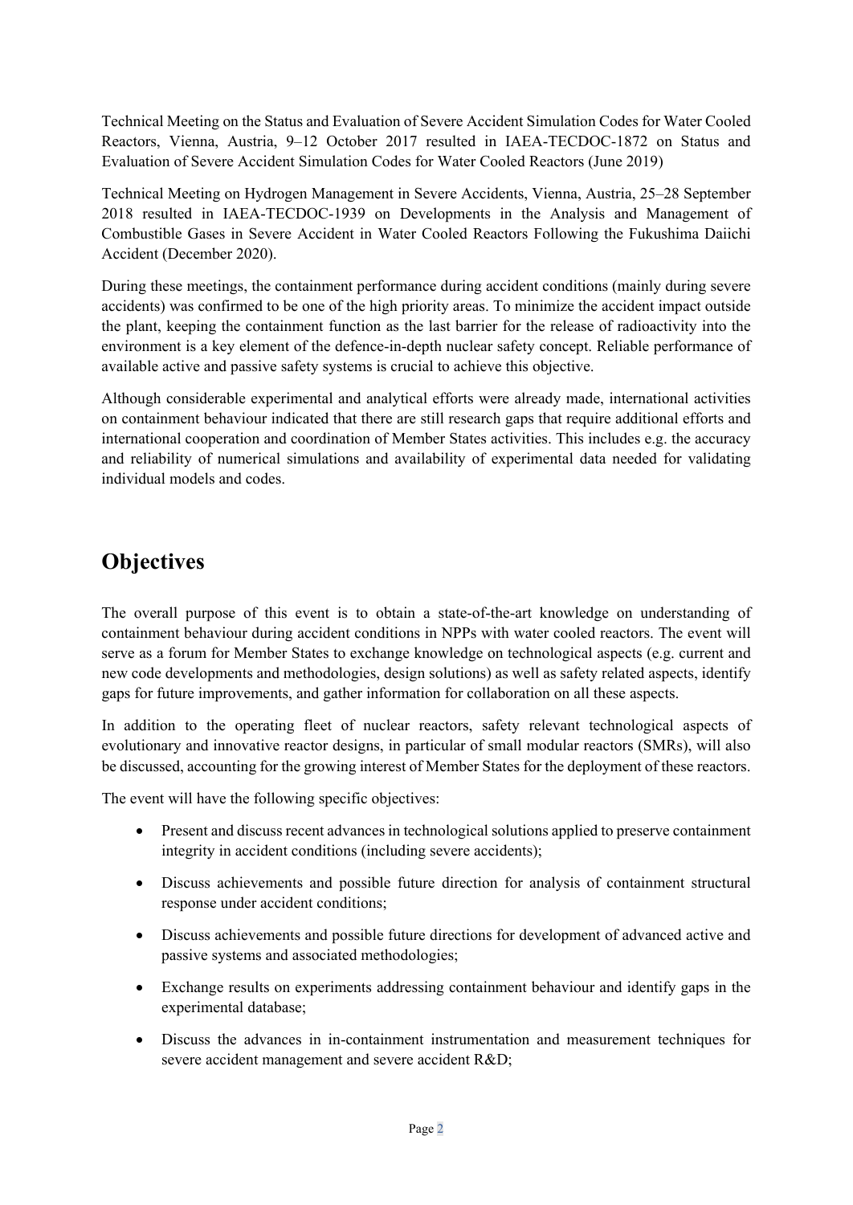Technical Meeting on the Status and Evaluation of Severe Accident Simulation Codes for Water Cooled Reactors, Vienna, Austria, 9–12 October 2017 resulted in IAEA-TECDOC-1872 on Status and Evaluation of Severe Accident Simulation Codes for Water Cooled Reactors (June 2019)

Technical Meeting on Hydrogen Management in Severe Accidents, Vienna, Austria, 25–28 September 2018 resulted in IAEA-TECDOC-1939 on Developments in the Analysis and Management of Combustible Gases in Severe Accident in Water Cooled Reactors Following the Fukushima Daiichi Accident (December 2020).

During these meetings, the containment performance during accident conditions (mainly during severe accidents) was confirmed to be one of the high priority areas. To minimize the accident impact outside the plant, keeping the containment function as the last barrier for the release of radioactivity into the environment is a key element of the defence-in-depth nuclear safety concept. Reliable performance of available active and passive safety systems is crucial to achieve this objective.

Although considerable experimental and analytical efforts were already made, international activities on containment behaviour indicated that there are still research gaps that require additional efforts and international cooperation and coordination of Member States activities. This includes e.g. the accuracy and reliability of numerical simulations and availability of experimental data needed for validating individual models and codes.

## Objectives

The overall purpose of this event is to obtain a state-of-the-art knowledge on understanding of containment behaviour during accident conditions in NPPs with water cooled reactors. The event will serve as a forum for Member States to exchange knowledge on technological aspects (e.g. current and new code developments and methodologies, design solutions) as well as safety related aspects, identify gaps for future improvements, and gather information for collaboration on all these aspects.

In addition to the operating fleet of nuclear reactors, safety relevant technological aspects of evolutionary and innovative reactor designs, in particular of small modular reactors (SMRs), will also be discussed, accounting for the growing interest of Member States for the deployment of these reactors.

The event will have the following specific objectives:

- Present and discuss recent advances in technological solutions applied to preserve containment integrity in accident conditions (including severe accidents);
- Discuss achievements and possible future direction for analysis of containment structural response under accident conditions;
- Discuss achievements and possible future directions for development of advanced active and passive systems and associated methodologies;
- Exchange results on experiments addressing containment behaviour and identify gaps in the experimental database;
- Discuss the advances in in-containment instrumentation and measurement techniques for severe accident management and severe accident R&D;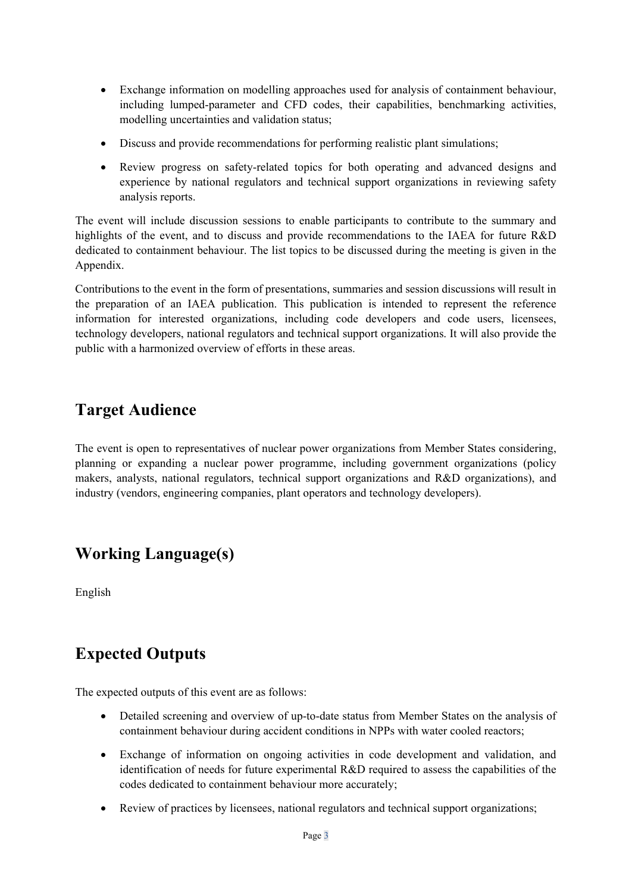- Exchange information on modelling approaches used for analysis of containment behaviour, including lumped-parameter and CFD codes, their capabilities, benchmarking activities, modelling uncertainties and validation status;
- Discuss and provide recommendations for performing realistic plant simulations;
- Review progress on safety-related topics for both operating and advanced designs and experience by national regulators and technical support organizations in reviewing safety analysis reports.

The event will include discussion sessions to enable participants to contribute to the summary and highlights of the event, and to discuss and provide recommendations to the IAEA for future R&D dedicated to containment behaviour. The list topics to be discussed during the meeting is given in the Appendix.

Contributions to the event in the form of presentations, summaries and session discussions will result in the preparation of an IAEA publication. This publication is intended to represent the reference information for interested organizations, including code developers and code users, licensees, technology developers, national regulators and technical support organizations. It will also provide the public with a harmonized overview of efforts in these areas.

## Target Audience

The event is open to representatives of nuclear power organizations from Member States considering, planning or expanding a nuclear power programme, including government organizations (policy makers, analysts, national regulators, technical support organizations and R&D organizations), and industry (vendors, engineering companies, plant operators and technology developers).

## Working Language(s)

English

## Expected Outputs

The expected outputs of this event are as follows:

- Detailed screening and overview of up-to-date status from Member States on the analysis of containment behaviour during accident conditions in NPPs with water cooled reactors;
- Exchange of information on ongoing activities in code development and validation, and identification of needs for future experimental R&D required to assess the capabilities of the codes dedicated to containment behaviour more accurately;
- Review of practices by licensees, national regulators and technical support organizations;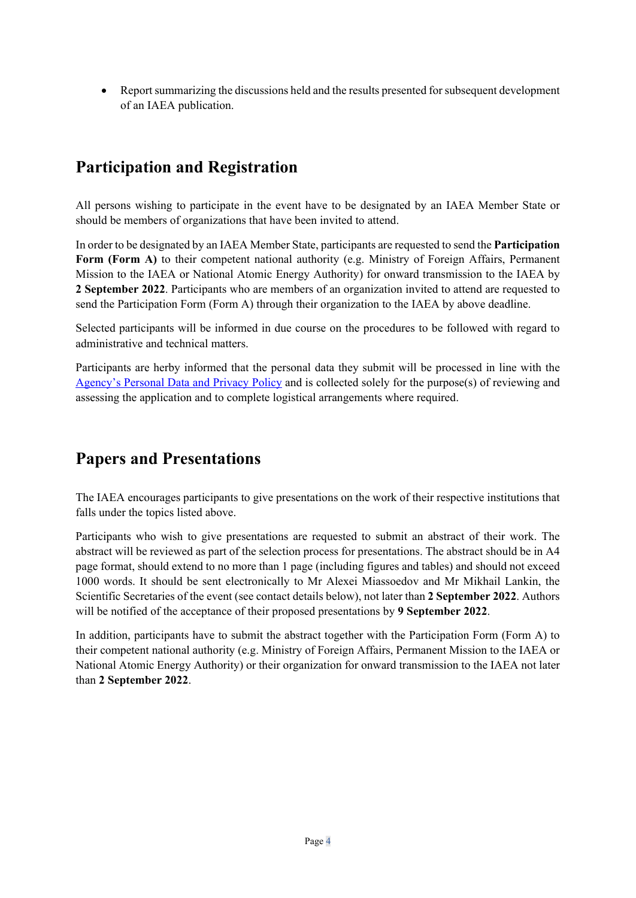- Report summarizing the discussions held and the results presented for subsequent development of an IAEA publication.

## Participation and Registration

All persons wishing to participate in the event have to be designated by an IAEA Member State or should be members of organizations that have been invited to attend.

In order to be designated by an IAEA Member State, participants are requested to send the **Participation Form (Form A)** to their competent national authority (e.g. Ministry of Foreign Affairs, Permanent Mission to the IAEA or National Atomic Energy Authority) for onward transmission to the IAEA by **2 September 2022**. Participants who are members of an organization invited to attend are requested to send the Participation Form (Form A) through their organization to the IAEA by above deadline.

Selected participants will be informed in due course on the procedures to be followed with regard to administrative and technical matters.

Participants are herby informed that the personal data they submit will be processed in line with the Agency's Personal Data and Privacy Policy and is collected solely for the purpose(s) of reviewing and assessing the application and to complete logistical arrangements where required.

## Papers and Presentations

The IAEA encourages participants to give presentations on the work of their respective institutions that falls under the topics listed above.

Participants who wish to give presentations are requested to submit an abstract of their work. The abstract will be reviewed as part of the selection process for presentations. The abstract should be in A4 page format, should extend to no more than 1 page (including figures and tables) and should not exceed 1000 words. It should be sent electronically to Mr Alexei Miassoedov and Mr Mikhail Lankin, the Scientific Secretaries of the event (see contact details below), not later than **2 September 2022**. Authors will be notified of the acceptance of their proposed presentations by **9 September 2022**.

In addition, participants have to submit the abstract together with the Participation Form (Form A) to their competent national authority (e.g. Ministry of Foreign Affairs, Permanent Mission to the IAEA or National Atomic Energy Authority) or their organization for onward transmission to the IAEA not later than **2 September 2022**.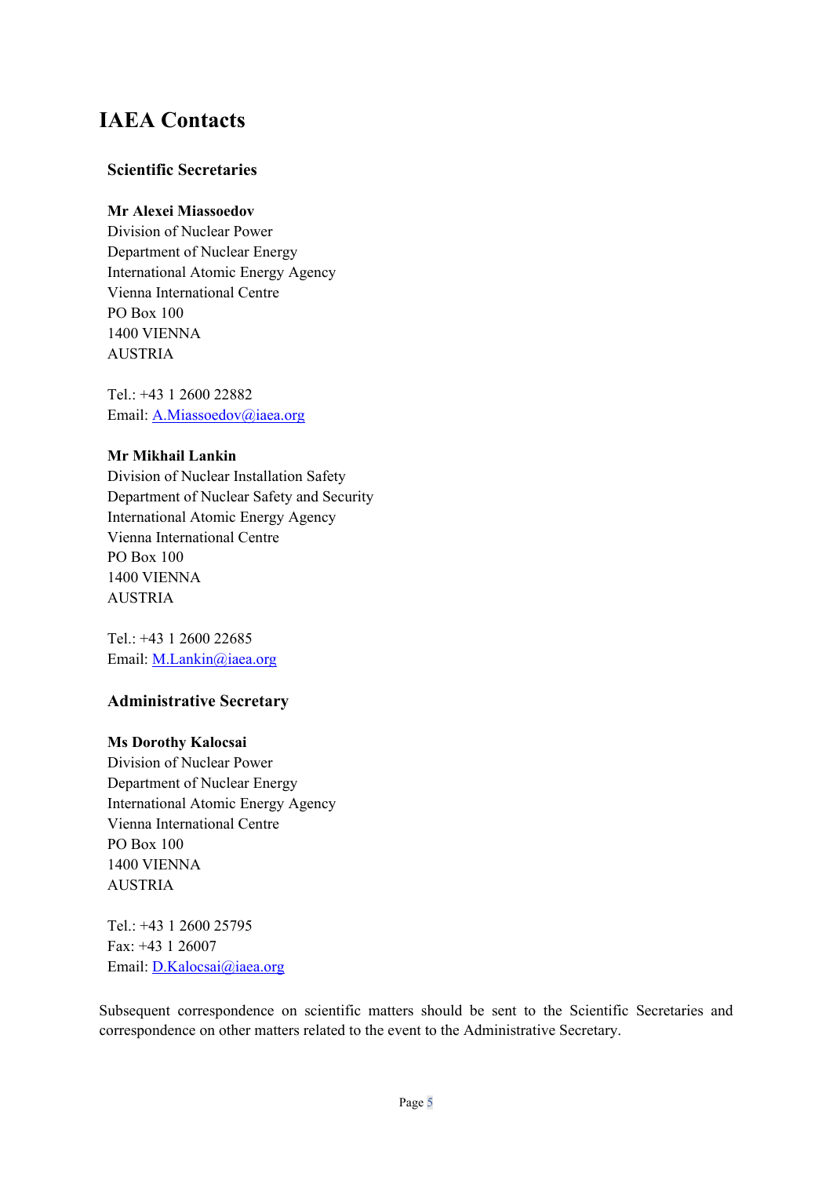# IAEA Contacts

### Scientific Secretaries

**Mr Alexei Miassoedov**
Division of Nuclear Power
Department of Nuclear Energy
International Atomic Energy Agency
Vienna International Centre
PO Box 100
1400 VIENNA
AUSTRIA

Tel.: +43 1 2600 22882
Email: A.Miassoedov@iaea.org

**Mr Mikhail Lankin**
Division of Nuclear Installation Safety
Department of Nuclear Safety and Security
International Atomic Energy Agency
Vienna International Centre
PO Box 100
1400 VIENNA
AUSTRIA

Tel.: +43 1 2600 22685
Email: M.Lankin@iaea.org

### Administrative Secretary

**Ms Dorothy Kalocsai**
Division of Nuclear Power
Department of Nuclear Energy
International Atomic Energy Agency
Vienna International Centre
PO Box 100
1400 VIENNA
AUSTRIA

Tel.: +43 1 2600 25795
Fax: +43 1 26007
Email: D.Kalocsai@iaea.org

Subsequent correspondence on scientific matters should be sent to the Scientific Secretaries and correspondence on other matters related to the event to the Administrative Secretary.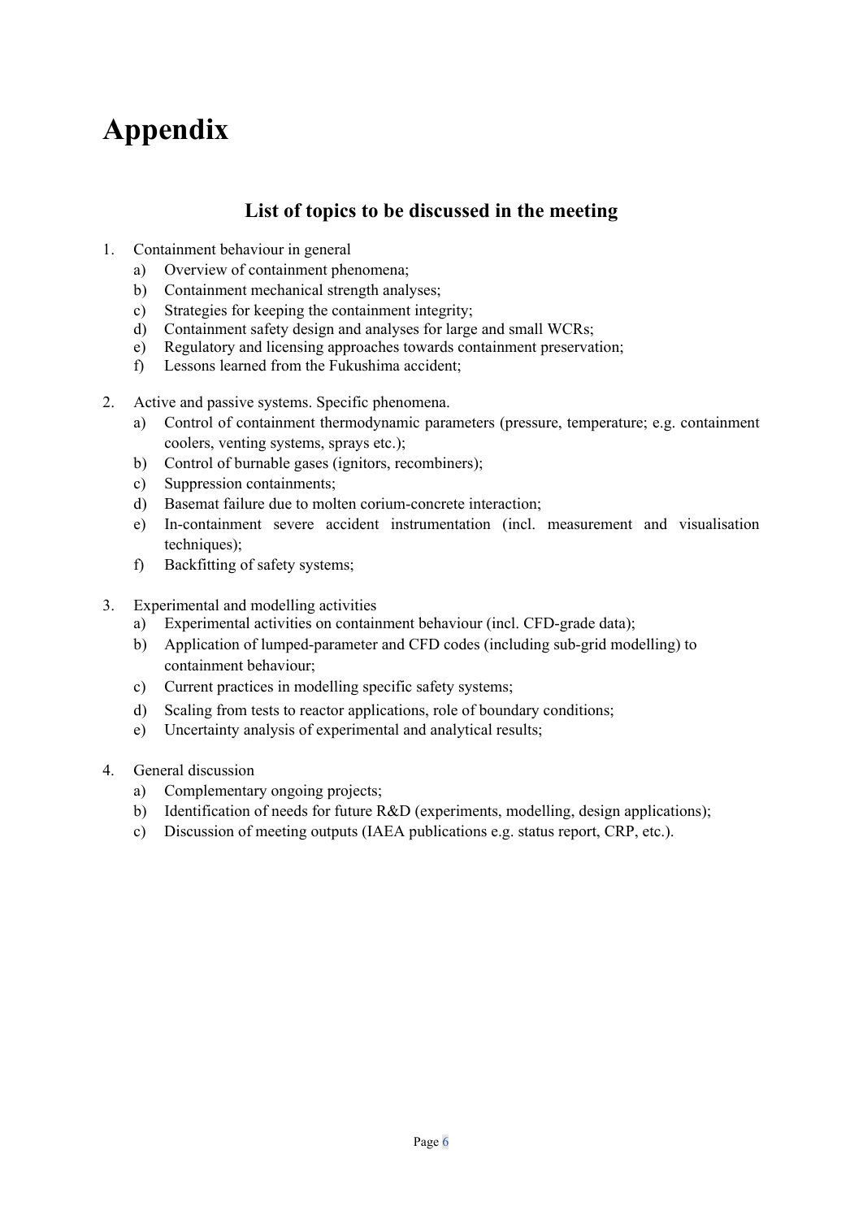# Appendix

## List of topics to be discussed in the meeting

1. Containment behaviour in general
   a) Overview of containment phenomena;
   b) Containment mechanical strength analyses;
   c) Strategies for keeping the containment integrity;
   d) Containment safety design and analyses for large and small WCRs;
   e) Regulatory and licensing approaches towards containment preservation;
   f) Lessons learned from the Fukushima accident;

2. Active and passive systems. Specific phenomena.
   a) Control of containment thermodynamic parameters (pressure, temperature; e.g. containment coolers, venting systems, sprays etc.);
   b) Control of burnable gases (ignitors, recombiners);
   c) Suppression containments;
   d) Basemat failure due to molten corium-concrete interaction;
   e) In-containment severe accident instrumentation (incl. measurement and visualisation techniques);
   f) Backfitting of safety systems;

3. Experimental and modelling activities
   a) Experimental activities on containment behaviour (incl. CFD-grade data);
   b) Application of lumped-parameter and CFD codes (including sub-grid modelling) to containment behaviour;
   c) Current practices in modelling specific safety systems;
   d) Scaling from tests to reactor applications, role of boundary conditions;
   e) Uncertainty analysis of experimental and analytical results;

4. General discussion
   a) Complementary ongoing projects;
   b) Identification of needs for future R&D (experiments, modelling, design applications);
   c) Discussion of meeting outputs (IAEA publications e.g. status report, CRP, etc.).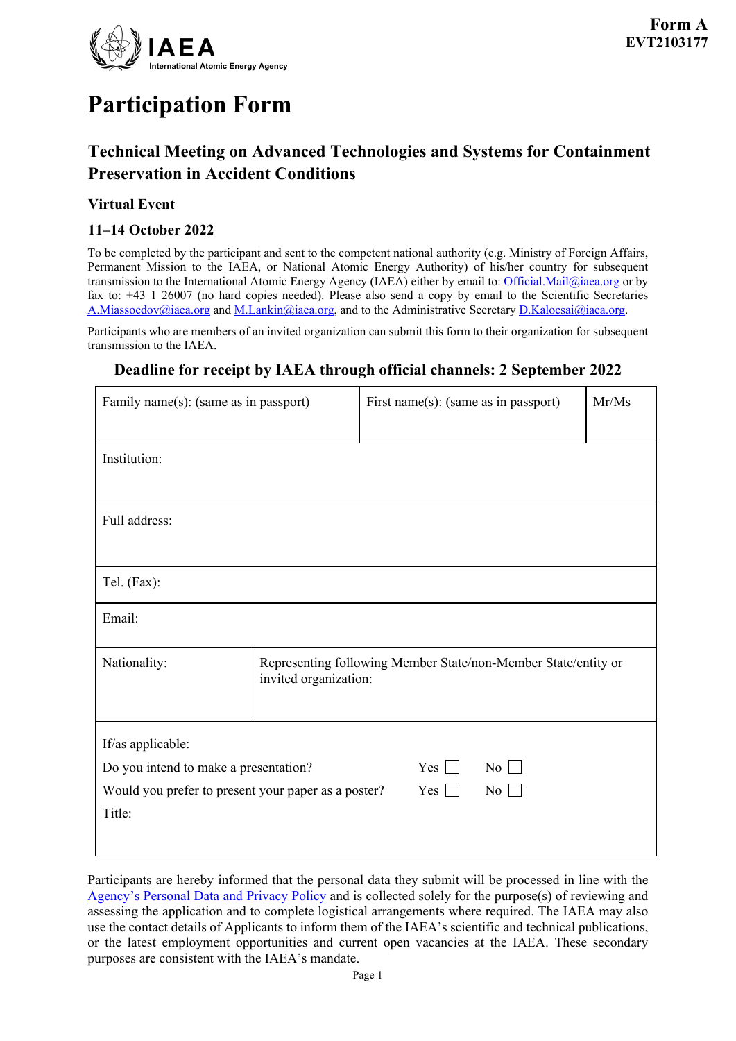IAEA
International Atomic Energy Agency

**Form A**
**EVT2103177**

# Participation Form

## Technical Meeting on Advanced Technologies and Systems for Containment Preservation in Accident Conditions

### Virtual Event

### 11–14 October 2022

To be completed by the participant and sent to the competent national authority (e.g. Ministry of Foreign Affairs, Permanent Mission to the IAEA, or National Atomic Energy Authority) of his/her country for subsequent transmission to the International Atomic Energy Agency (IAEA) either by email to: Official.Mail@iaea.org or by fax to: +43 1 26007 (no hard copies needed). Please also send a copy by email to the Scientific Secretaries A.Miassoedov@iaea.org and M.Lankin@iaea.org, and to the Administrative Secretary D.Kalocsai@iaea.org.

Participants who are members of an invited organization can submit this form to their organization for subsequent transmission to the IAEA.

**Deadline for receipt by IAEA through official channels: 2 September 2022**

| | | |
|---|---|---|
| Family name(s): (same as in passport) | First name(s): (same as in passport) | Mr/Ms |
| Institution: | | |
| Full address: | | |
| Tel. (Fax): | | |
| Email: | | |
| Nationality: | Representing following Member State/non-Member State/entity or invited organization: | |

If/as applicable:

Do you intend to make a presentation? Yes ☐ No ☐

Would you prefer to present your paper as a poster? Yes ☐ No ☐

Title:

Participants are hereby informed that the personal data they submit will be processed in line with the Agency's Personal Data and Privacy Policy and is collected solely for the purpose(s) of reviewing and assessing the application and to complete logistical arrangements where required. The IAEA may also use the contact details of Applicants to inform them of the IAEA's scientific and technical publications, or the latest employment opportunities and current open vacancies at the IAEA. These secondary purposes are consistent with the IAEA's mandate.